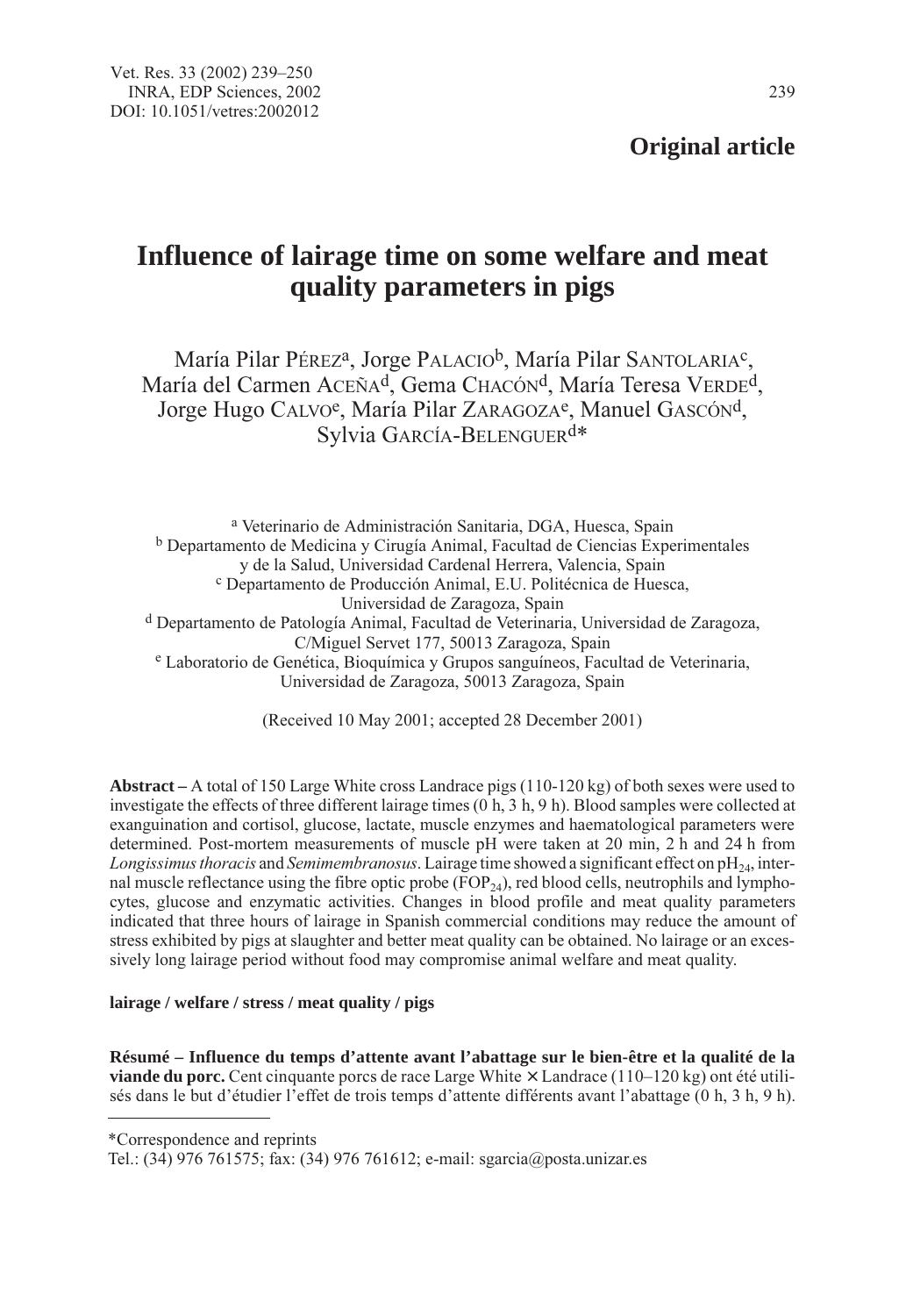**Original article**

# Influence of lairage time on some welfare and meat quality parameters in pigs

María Pilar Pérez[a], Jorge Palacio[b], María Pilar Santolaria[c], María del Carmen Aceña[d], Gema Chacón[d], María Teresa Verde[d], Jorge Hugo Calvo[e], María Pilar Zaragoza[e], Manuel Gascón[d], Sylvia García-Belenguer[d]*

[a] Veterinario de Administración Sanitaria, DGA, Huesca, Spain
[b] Departamento de Medicina y Cirugía Animal, Facultad de Ciencias Experimentales y de la Salud, Universidad Cardenal Herrera, Valencia, Spain
[c] Departamento de Producción Animal, E.U. Politécnica de Huesca, Universidad de Zaragoza, Spain
[d] Departamento de Patología Animal, Facultad de Veterinaria, Universidad de Zaragoza, C/Miguel Servet 177, 50013 Zaragoza, Spain
[e] Laboratorio de Genética, Bioquímica y Grupos sanguíneos, Facultad de Veterinaria, Universidad de Zaragoza, 50013 Zaragoza, Spain

(Received 10 May 2001; accepted 28 December 2001)

**Abstract –** A total of 150 Large White cross Landrace pigs (110-120 kg) of both sexes were used to investigate the effects of three different lairage times (0 h, 3 h, 9 h). Blood samples were collected at exanguination and cortisol, glucose, lactate, muscle enzymes and haematological parameters were determined. Post-mortem measurements of muscle pH were taken at 20 min, 2 h and 24 h from *Longissimus thoracis* and *Semimembranosus*. Lairage time showed a significant effect on $pH_{24}$, internal muscle reflectance using the fibre optic probe ($FOP_{24}$), red blood cells, neutrophils and lymphocytes, glucose and enzymatic activities. Changes in blood profile and meat quality parameters indicated that three hours of lairage in Spanish commercial conditions may reduce the amount of stress exhibited by pigs at slaughter and better meat quality can be obtained. No lairage or an excessively long lairage period without food may compromise animal welfare and meat quality.

**lairage / welfare / stress / meat quality / pigs**

**Résumé – Influence du temps d'attente avant l'abattage sur le bien-être et la qualité de la viande du porc.** Cent cinquante porcs de race Large White × Landrace (110–120 kg) ont été utilisés dans le but d'étudier l'effet de trois temps d'attente différents avant l'abattage (0 h, 3 h, 9 h).

*Correspondence and reprints
Tel.: (34) 976 761575; fax: (34) 976 761612; e-mail: sgarcia@posta.unizar.es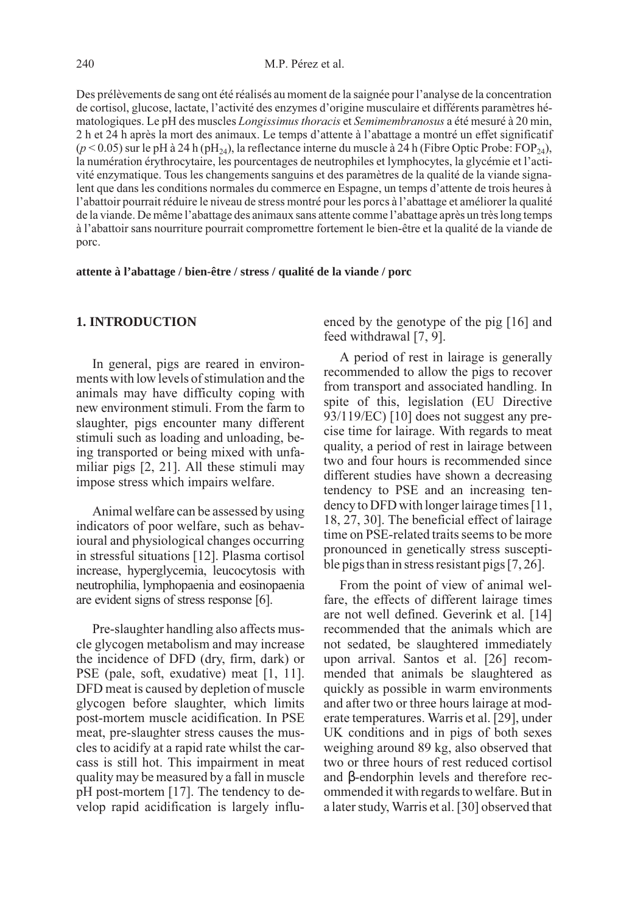Des prélèvements de sang ont été réalisés au moment de la saignée pour l'analyse de la concentration de cortisol, glucose, lactate, l'activité des enzymes d'origine musculaire et différents paramètres hématologiques. Le pH des muscles *Longissimus thoracis* et *Semimembranosus* a été mesuré à 20 min, 2 h et 24 h après la mort des animaux. Le temps d'attente à l'abattage a montré un effet significatif ($p < 0.05$) sur le pH à 24 h ($pH_{24}$), la reflectance interne du muscle à 24 h (Fibre Optic Probe: $FOP_{24}$), la numération érythrocytaire, les pourcentages de neutrophiles et lymphocytes, la glycémie et l'activité enzymatique. Tous les changements sanguins et des paramètres de la qualité de la viande signalent que dans les conditions normales du commerce en Espagne, un temps d'attente de trois heures à l'abattoir pourrait réduire le niveau de stress montré pour les porcs à l'abattage et améliorer la qualité de la viande. De même l'abattage des animaux sans attente comme l'abattage après un très long temps à l'abattoir sans nourriture pourrait compromettre fortement le bien-être et la qualité de la viande de porc.

**attente à l'abattage / bien-être / stress / qualité de la viande / porc**

## 1. INTRODUCTION

In general, pigs are reared in environments with low levels of stimulation and the animals may have difficulty coping with new environment stimuli. From the farm to slaughter, pigs encounter many different stimuli such as loading and unloading, being transported or being mixed with unfamiliar pigs [2, 21]. All these stimuli may impose stress which impairs welfare.

Animal welfare can be assessed by using indicators of poor welfare, such as behavioural and physiological changes occurring in stressful situations [12]. Plasma cortisol increase, hyperglycemia, leucocytosis with neutrophilia, lymphopaenia and eosinopaenia are evident signs of stress response [6].

Pre-slaughter handling also affects muscle glycogen metabolism and may increase the incidence of DFD (dry, firm, dark) or PSE (pale, soft, exudative) meat [1, 11]. DFD meat is caused by depletion of muscle glycogen before slaughter, which limits post-mortem muscle acidification. In PSE meat, pre-slaughter stress causes the muscles to acidify at a rapid rate whilst the carcass is still hot. This impairment in meat quality may be measured by a fall in muscle pH post-mortem [17]. The tendency to develop rapid acidification is largely influenced by the genotype of the pig [16] and feed withdrawal [7, 9].

A period of rest in lairage is generally recommended to allow the pigs to recover from transport and associated handling. In spite of this, legislation (EU Directive 93/119/EC) [10] does not suggest any precise time for lairage. With regards to meat quality, a period of rest in lairage between two and four hours is recommended since different studies have shown a decreasing tendency to PSE and an increasing tendency to DFD with longer lairage times [11, 18, 27, 30]. The beneficial effect of lairage time on PSE-related traits seems to be more pronounced in genetically stress susceptible pigs than in stress resistant pigs [7, 26].

From the point of view of animal welfare, the effects of different lairage times are not well defined. Geverink et al. [14] recommended that the animals which are not sedated, be slaughtered immediately upon arrival. Santos et al. [26] recommended that animals be slaughtered as quickly as possible in warm environments and after two or three hours lairage at moderate temperatures. Warris et al. [29], under UK conditions and in pigs of both sexes weighing around 89 kg, also observed that two or three hours of rest reduced cortisol and β-endorphin levels and therefore recommended it with regards to welfare. But in a later study, Warris et al. [30] observed that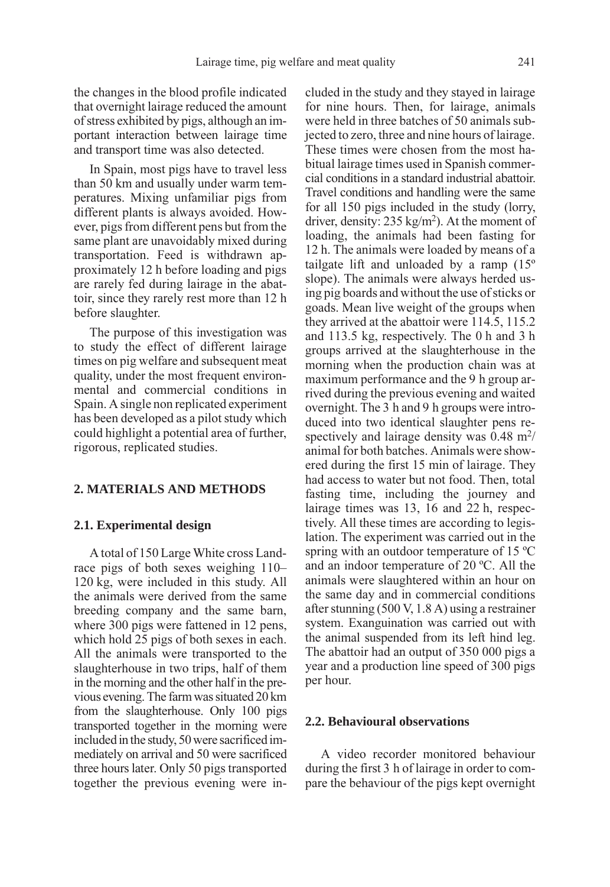the changes in the blood profile indicated that overnight lairage reduced the amount of stress exhibited by pigs, although an important interaction between lairage time and transport time was also detected.

In Spain, most pigs have to travel less than 50 km and usually under warm temperatures. Mixing unfamiliar pigs from different plants is always avoided. However, pigs from different pens but from the same plant are unavoidably mixed during transportation. Feed is withdrawn approximately 12 h before loading and pigs are rarely fed during lairage in the abattoir, since they rarely rest more than 12 h before slaughter.

The purpose of this investigation was to study the effect of different lairage times on pig welfare and subsequent meat quality, under the most frequent environmental and commercial conditions in Spain. A single non replicated experiment has been developed as a pilot study which could highlight a potential area of further, rigorous, replicated studies.

## 2. MATERIALS AND METHODS

### 2.1. Experimental design

A total of 150 Large White cross Landrace pigs of both sexes weighing 110–120 kg, were included in this study. All the animals were derived from the same breeding company and the same barn, where 300 pigs were fattened in 12 pens, which hold 25 pigs of both sexes in each. All the animals were transported to the slaughterhouse in two trips, half of them in the morning and the other half in the previous evening. The farm was situated 20 km from the slaughterhouse. Only 100 pigs transported together in the morning were included in the study, 50 were sacrificed immediately on arrival and 50 were sacrificed three hours later. Only 50 pigs transported together the previous evening were included in the study and they stayed in lairage for nine hours. Then, for lairage, animals were held in three batches of 50 animals subjected to zero, three and nine hours of lairage. These times were chosen from the most habitual lairage times used in Spanish commercial conditions in a standard industrial abattoir. Travel conditions and handling were the same for all 150 pigs included in the study (lorry, driver, density: 235 kg/m$^2$). At the moment of loading, the animals had been fasting for 12 h. The animals were loaded by means of a tailgate lift and unloaded by a ramp (15º slope). The animals were always herded using pig boards and without the use of sticks or goads. Mean live weight of the groups when they arrived at the abattoir were 114.5, 115.2 and 113.5 kg, respectively. The 0 h and 3 h groups arrived at the slaughterhouse in the morning when the production chain was at maximum performance and the 9 h group arrived during the previous evening and waited overnight. The 3 h and 9 h groups were introduced into two identical slaughter pens respectively and lairage density was 0.48 m$^2$/animal for both batches. Animals were showered during the first 15 min of lairage. They had access to water but not food. Then, total fasting time, including the journey and lairage times was 13, 16 and 22 h, respectively. All these times are according to legislation. The experiment was carried out in the spring with an outdoor temperature of 15 ºC and an indoor temperature of 20 ºC. All the animals were slaughtered within an hour on the same day and in commercial conditions after stunning (500 V, 1.8 A) using a restrainer system. Exanguination was carried out with the animal suspended from its left hind leg. The abattoir had an output of 350 000 pigs a year and a production line speed of 300 pigs per hour.

### 2.2. Behavioural observations

A video recorder monitored behaviour during the first 3 h of lairage in order to compare the behaviour of the pigs kept overnight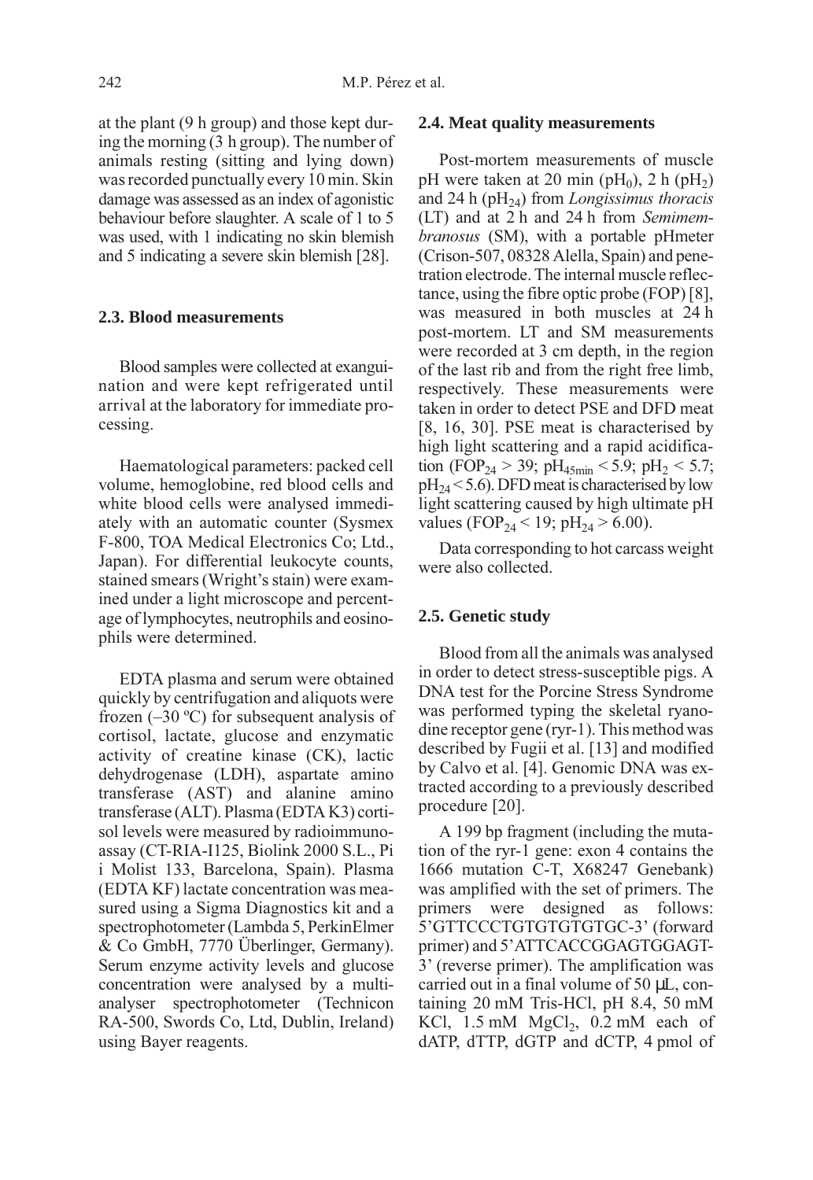at the plant (9 h group) and those kept during the morning (3 h group). The number of animals resting (sitting and lying down) was recorded punctually every 10 min. Skin damage was assessed as an index of agonistic behaviour before slaughter. A scale of 1 to 5 was used, with 1 indicating no skin blemish and 5 indicating a severe skin blemish [28].

### 2.3. Blood measurements

Blood samples were collected at exsanguination and were kept refrigerated until arrival at the laboratory for immediate processing.

Haematological parameters: packed cell volume, hemoglobine, red blood cells and white blood cells were analysed immediately with an automatic counter (Sysmex F-800, TOA Medical Electronics Co; Ltd., Japan). For differential leukocyte counts, stained smears (Wright's stain) were examined under a light microscope and percentage of lymphocytes, neutrophils and eosinophils were determined.

EDTA plasma and serum were obtained quickly by centrifugation and aliquots were frozen (–30 ºC) for subsequent analysis of cortisol, lactate, glucose and enzymatic activity of creatine kinase (CK), lactic dehydrogenase (LDH), aspartate amino transferase (AST) and alanine amino transferase (ALT). Plasma (EDTA K3) cortisol levels were measured by radioimmunoassay (CT-RIA-I125, Biolink 2000 S.L., Pi i Molist 133, Barcelona, Spain). Plasma (EDTA KF) lactate concentration was measured using a Sigma Diagnostics kit and a spectrophotometer (Lambda 5, PerkinElmer & Co GmbH, 7770 Überlinger, Germany). Serum enzyme activity levels and glucose concentration were analysed by a multianalyser spectrophotometer (Technicon RA-500, Swords Co, Ltd, Dublin, Ireland) using Bayer reagents.

### 2.4. Meat quality measurements

Post-mortem measurements of muscle pH were taken at 20 min ($pH_0$), 2 h ($pH_2$) and 24 h ($pH_{24}$) from *Longissimus thoracis* (LT) and at 2 h and 24 h from *Semimembranosus* (SM), with a portable pHmeter (Crison-507, 08328 Alella, Spain) and penetration electrode. The internal muscle reflectance, using the fibre optic probe (FOP) [8], was measured in both muscles at 24 h post-mortem. LT and SM measurements were recorded at 3 cm depth, in the region of the last rib and from the right free limb, respectively. These measurements were taken in order to detect PSE and DFD meat [8, 16, 30]. PSE meat is characterised by high light scattering and a rapid acidification ($FOP_{24} > 39$; $pH_{45min} < 5.9$; $pH_2 < 5.7$; $pH_{24} < 5.6$). DFD meat is characterised by low light scattering caused by high ultimate pH values ($FOP_{24} < 19$; $pH_{24} > 6.00$).

Data corresponding to hot carcass weight were also collected.

### 2.5. Genetic study

Blood from all the animals was analysed in order to detect stress-susceptible pigs. A DNA test for the Porcine Stress Syndrome was performed typing the skeletal ryanodine receptor gene (ryr-1). This method was described by Fugii et al. [13] and modified by Calvo et al. [4]. Genomic DNA was extracted according to a previously described procedure [20].

A 199 bp fragment (including the mutation of the ryr-1 gene: exon 4 contains the 1666 mutation C-T, X68247 Genebank) was amplified with the set of primers. The primers were designed as follows: 5'GTTCCCTGTGTGTGTGC-3' (forward primer) and 5'ATTCACCGGAGTGGAGT-3' (reverse primer). The amplification was carried out in a final volume of 50 µL, containing 20 mM Tris-HCl, pH 8.4, 50 mM KCl, 1.5 mM $MgCl_2$, 0.2 mM each of dATP, dTTP, dGTP and dCTP, 4 pmol of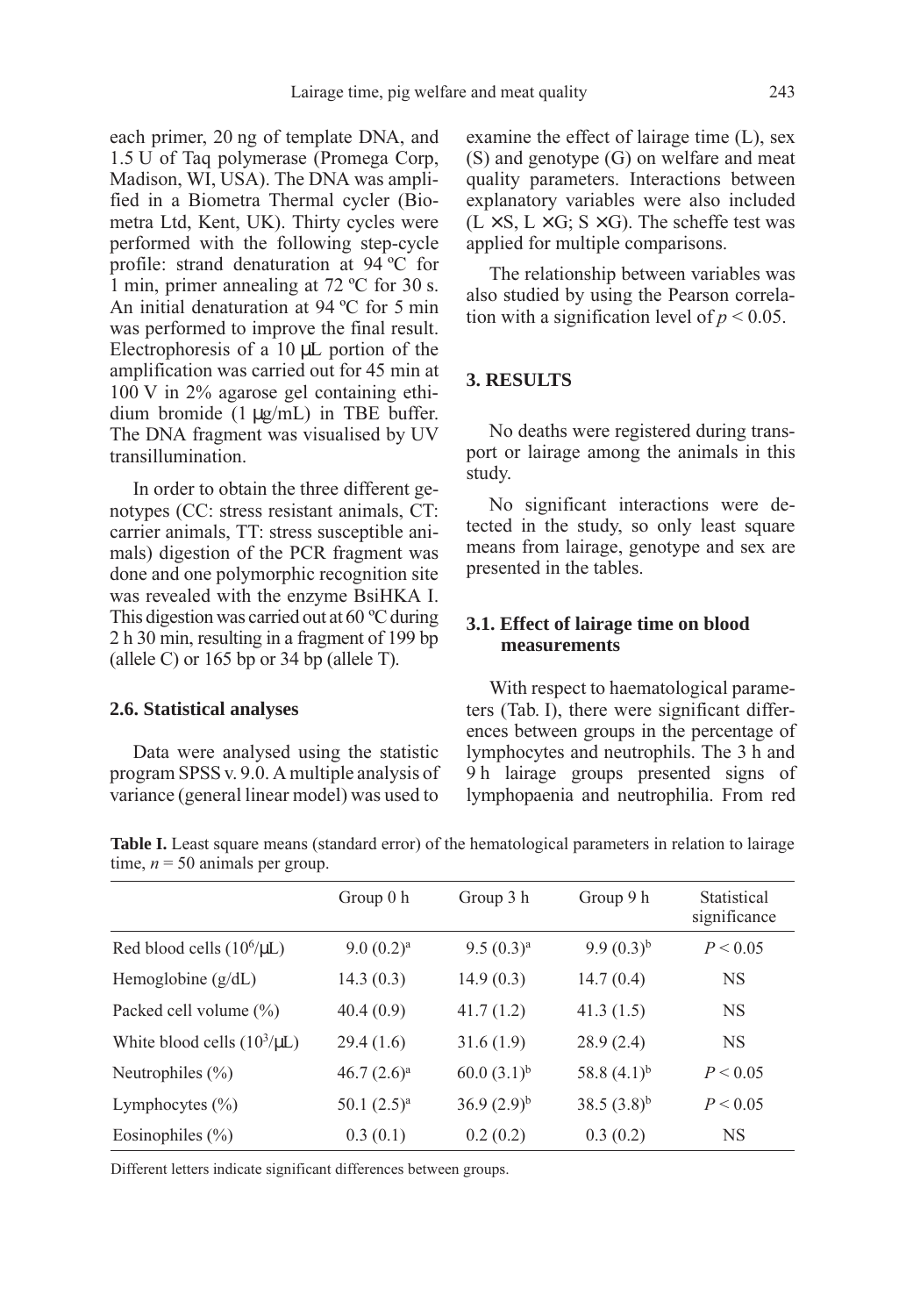each primer, 20 ng of template DNA, and 1.5 U of Taq polymerase (Promega Corp, Madison, WI, USA). The DNA was amplified in a Biometra Thermal cycler (Biometra Ltd, Kent, UK). Thirty cycles were performed with the following step-cycle profile: strand denaturation at 94 ºC for 1 min, primer annealing at 72 ºC for 30 s. An initial denaturation at 94 ºC for 5 min was performed to improve the final result. Electrophoresis of a 10 µL portion of the amplification was carried out for 45 min at 100 V in 2% agarose gel containing ethidium bromide (1 µg/mL) in TBE buffer. The DNA fragment was visualised by UV transillumination.

In order to obtain the three different genotypes (CC: stress resistant animals, CT: carrier animals, TT: stress susceptible animals) digestion of the PCR fragment was done and one polymorphic recognition site was revealed with the enzyme BsiHKA I. This digestion was carried out at 60 ºC during 2 h 30 min, resulting in a fragment of 199 bp (allele C) or 165 bp or 34 bp (allele T).

### 2.6. Statistical analyses

Data were analysed using the statistic program SPSS v. 9.0. A multiple analysis of variance (general linear model) was used to examine the effect of lairage time (L), sex (S) and genotype (G) on welfare and meat quality parameters. Interactions between explanatory variables were also included ($L \times S$, $L \times G$; $S \times G$). The scheffe test was applied for multiple comparisons.

The relationship between variables was also studied by using the Pearson correlation with a signification level of $p < 0.05$.

## 3. RESULTS

No deaths were registered during transport or lairage among the animals in this study.

No significant interactions were detected in the study, so only least square means from lairage, genotype and sex are presented in the tables.

### 3.1. Effect of lairage time on blood measurements

With respect to haematological parameters (Tab. I), there were significant differences between groups in the percentage of lymphocytes and neutrophils. The 3 h and 9 h lairage groups presented signs of lymphopaenia and neutrophilia. From red

**Table I.** Least square means (standard error) of the hematological parameters in relation to lairage time, $n = 50$ animals per group.

| | Group 0 h | Group 3 h | Group 9 h | Statistical significance |
|---|---|---|---|---|
| Red blood cells ($10^6$/µL) | 9.0 (0.2)$^a$ | 9.5 (0.3)$^a$ | 9.9 (0.3)$^b$ | $P < 0.05$ |
| Hemoglobine (g/dL) | 14.3 (0.3) | 14.9 (0.3) | 14.7 (0.4) | NS |
| Packed cell volume (%) | 40.4 (0.9) | 41.7 (1.2) | 41.3 (1.5) | NS |
| White blood cells ($10^3$/µL) | 29.4 (1.6) | 31.6 (1.9) | 28.9 (2.4) | NS |
| Neutrophiles (%) | 46.7 (2.6)$^a$ | 60.0 (3.1)$^b$ | 58.8 (4.1)$^b$ | $P < 0.05$ |
| Lymphocytes (%) | 50.1 (2.5)$^a$ | 36.9 (2.9)$^b$ | 38.5 (3.8)$^b$ | $P < 0.05$ |
| Eosinophiles (%) | 0.3 (0.1) | 0.2 (0.2) | 0.3 (0.2) | NS |

Different letters indicate significant differences between groups.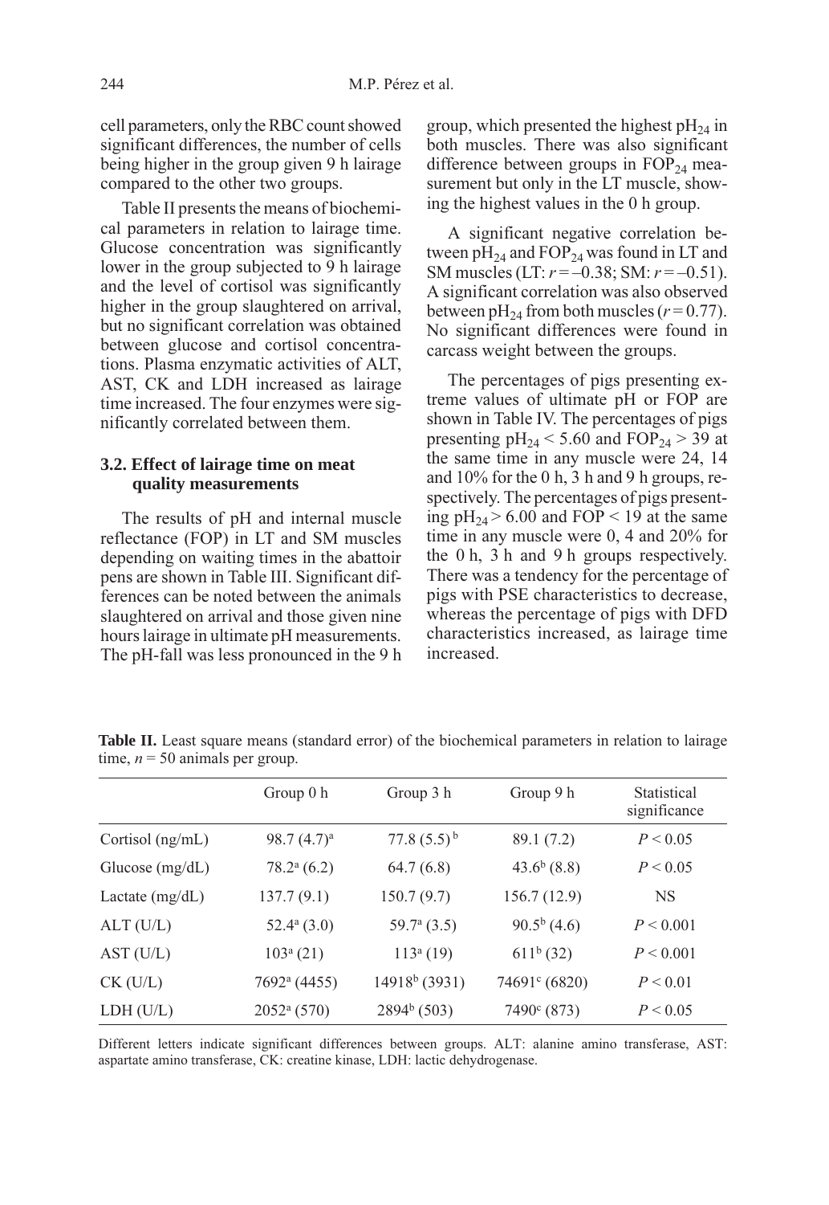cell parameters, only the RBC count showed significant differences, the number of cells being higher in the group given 9 h lairage compared to the other two groups.

Table II presents the means of biochemical parameters in relation to lairage time. Glucose concentration was significantly lower in the group subjected to 9 h lairage and the level of cortisol was significantly higher in the group slaughtered on arrival, but no significant correlation was obtained between glucose and cortisol concentrations. Plasma enzymatic activities of ALT, AST, CK and LDH increased as lairage time increased. The four enzymes were significantly correlated between them.

### 3.2. Effect of lairage time on meat quality measurements

The results of pH and internal muscle reflectance (FOP) in LT and SM muscles depending on waiting times in the abattoir pens are shown in Table III. Significant differences can be noted between the animals slaughtered on arrival and those given nine hours lairage in ultimate pH measurements. The pH-fall was less pronounced in the 9 h group, which presented the highest $pH_{24}$ in both muscles. There was also significant difference between groups in $FOP_{24}$ measurement but only in the LT muscle, showing the highest values in the 0 h group.

A significant negative correlation between $pH_{24}$ and $FOP_{24}$ was found in LT and SM muscles (LT: $r = -0.38$; SM: $r = -0.51$). A significant correlation was also observed between $pH_{24}$ from both muscles ($r = 0.77$). No significant differences were found in carcass weight between the groups.

The percentages of pigs presenting extreme values of ultimate pH or FOP are shown in Table IV. The percentages of pigs presenting $pH_{24} < 5.60$ and $FOP_{24} > 39$ at the same time in any muscle were 24, 14 and 10% for the 0 h, 3 h and 9 h groups, respectively. The percentages of pigs presenting $pH_{24} > 6.00$ and FOP < 19 at the same time in any muscle were 0, 4 and 20% for the 0 h, 3 h and 9 h groups respectively. There was a tendency for the percentage of pigs with PSE characteristics to decrease, whereas the percentage of pigs with DFD characteristics increased, as lairage time increased.

**Table II.** Least square means (standard error) of the biochemical parameters in relation to lairage time, $n = 50$ animals per group.

| | Group 0 h | Group 3 h | Group 9 h | Statistical significance |
|---|---|---|---|---|
| Cortisol (ng/mL) | 98.7 (4.7)$^{a}$ | 77.8 (5.5)$^{b}$ | 89.1 (7.2) | $P < 0.05$ |
| Glucose (mg/dL) | 78.2$^{a}$ (6.2) | 64.7 (6.8) | 43.6$^{b}$ (8.8) | $P < 0.05$ |
| Lactate (mg/dL) | 137.7 (9.1) | 150.7 (9.7) | 156.7 (12.9) | NS |
| ALT (U/L) | 52.4$^{a}$ (3.0) | 59.7$^{a}$ (3.5) | 90.5$^{b}$ (4.6) | $P < 0.001$ |
| AST (U/L) | 103$^{a}$ (21) | 113$^{a}$ (19) | 611$^{b}$ (32) | $P < 0.001$ |
| CK (U/L) | 7692$^{a}$ (4455) | 14918$^{b}$ (3931) | 74691$^{c}$ (6820) | $P < 0.01$ |
| LDH (U/L) | 2052$^{a}$ (570) | 2894$^{b}$ (503) | 7490$^{c}$ (873) | $P < 0.05$ |

Different letters indicate significant differences between groups. ALT: alanine amino transferase, AST: aspartate amino transferase, CK: creatine kinase, LDH: lactic dehydrogenase.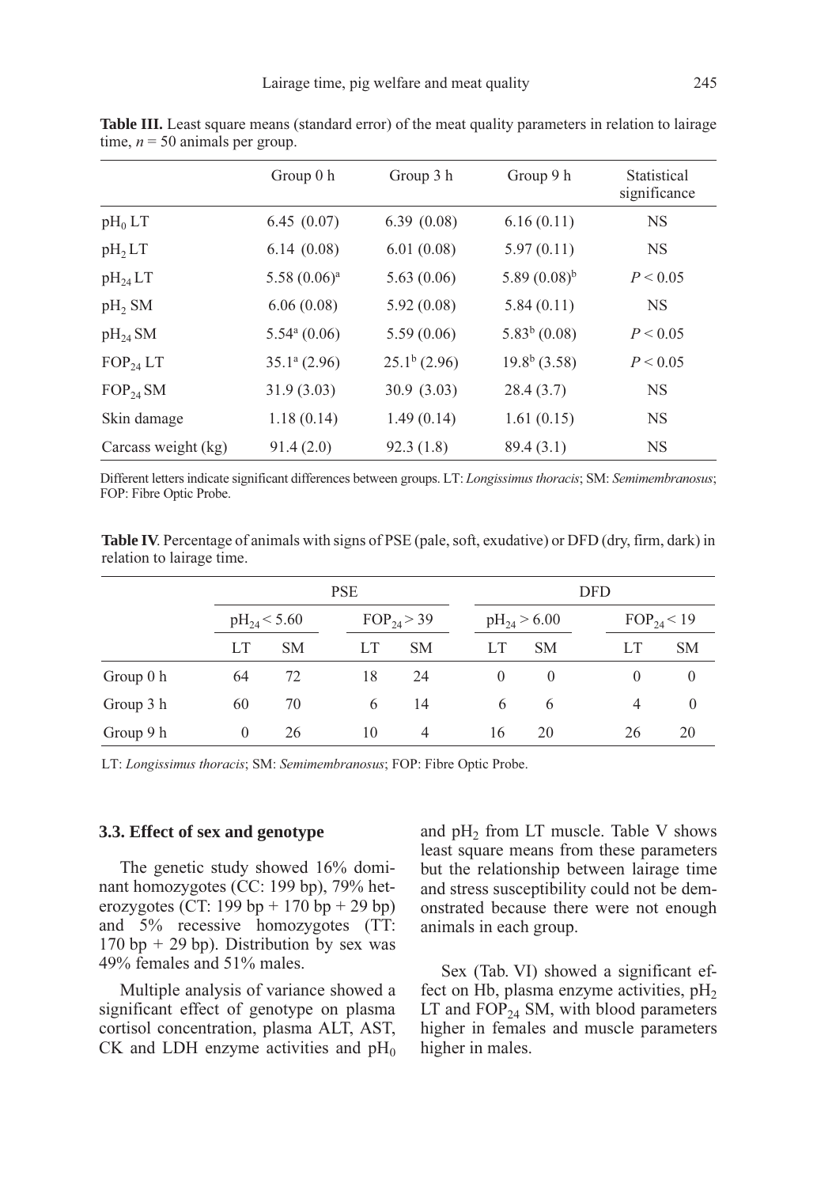**Table III.** Least square means (standard error) of the meat quality parameters in relation to lairage time, $n = 50$ animals per group.

| | Group 0 h | Group 3 h | Group 9 h | Statistical significance |
|---|---|---|---|---|
| $pH_0$ LT | 6.45 (0.07) | 6.39 (0.08) | 6.16 (0.11) | NS |
| $pH_2$ LT | 6.14 (0.08) | 6.01 (0.08) | 5.97 (0.11) | NS |
| $pH_{24}$ LT | 5.58 (0.06)[a] | 5.63 (0.06) | 5.89 (0.08)[b] | $P < 0.05$ |
| $pH_2$ SM | 6.06 (0.08) | 5.92 (0.08) | 5.84 (0.11) | NS |
| $pH_{24}$ SM | 5.54[a] (0.06) | 5.59 (0.06) | 5.83[b] (0.08) | $P < 0.05$ |
| $FOP_{24}$ LT | 35.1[a] (2.96) | 25.1[b] (2.96) | 19.8[b] (3.58) | $P < 0.05$ |
| $FOP_{24}$ SM | 31.9 (3.03) | 30.9 (3.03) | 28.4 (3.7) | NS |
| Skin damage | 1.18 (0.14) | 1.49 (0.14) | 1.61 (0.15) | NS |
| Carcass weight (kg) | 91.4 (2.0) | 92.3 (1.8) | 89.4 (3.1) | NS |

Different letters indicate significant differences between groups. LT: *Longissimus thoracis*; SM: *Semimembranosus*; FOP: Fibre Optic Probe.

**Table IV**. Percentage of animals with signs of PSE (pale, soft, exudative) or DFD (dry, firm, dark) in relation to lairage time.

| | PSE | | | | DFD | | | |
|---|---|---|---|---|---|---|---|---|
| | $pH_{24} < 5.60$ | | $FOP_{24} > 39$ | | $pH_{24} > 6.00$ | | $FOP_{24} < 19$ | |
| | LT | SM | LT | SM | LT | SM | LT | SM |
| Group 0 h | 64 | 72 | 18 | 24 | 0 | 0 | 0 | 0 |
| Group 3 h | 60 | 70 | 6 | 14 | 6 | 6 | 4 | 0 |
| Group 9 h | 0 | 26 | 10 | 4 | 16 | 20 | 26 | 20 |

LT: *Longissimus thoracis*; SM: *Semimembranosus*; FOP: Fibre Optic Probe.

### 3.3. Effect of sex and genotype

The genetic study showed 16% dominant homozygotes (CC: 199 bp), 79% heterozygotes (CT: 199 bp + 170 bp + 29 bp) and 5% recessive homozygotes (TT: 170 bp + 29 bp). Distribution by sex was 49% females and 51% males.

Multiple analysis of variance showed a significant effect of genotype on plasma cortisol concentration, plasma ALT, AST, CK and LDH enzyme activities and $pH_0$ and $pH_2$ from LT muscle. Table V shows least square means from these parameters but the relationship between lairage time and stress susceptibility could not be demonstrated because there were not enough animals in each group.

Sex (Tab. VI) showed a significant effect on Hb, plasma enzyme activities, $pH_2$ LT and $FOP_{24}$ SM, with blood parameters higher in females and muscle parameters higher in males.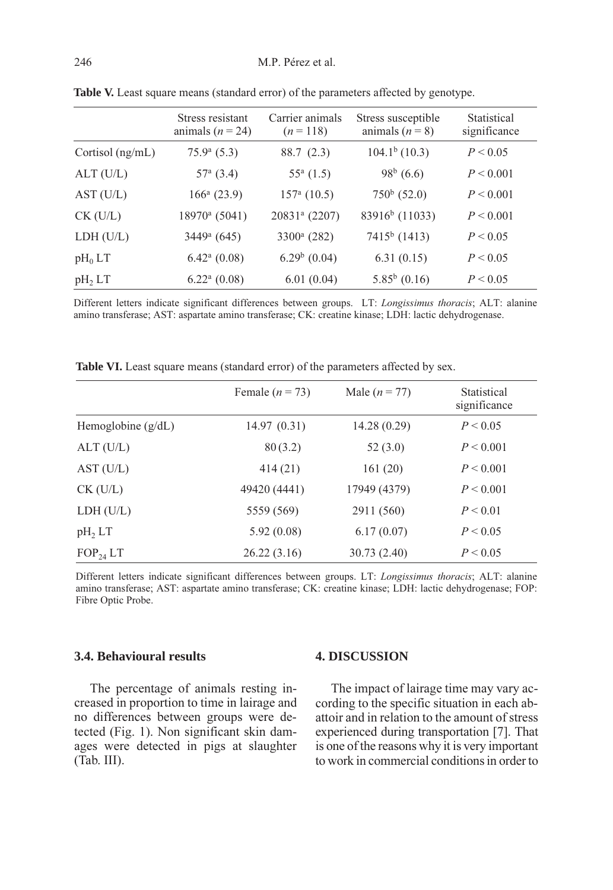**Table V.** Least square means (standard error) of the parameters affected by genotype.

| | Stress resistant animals ($n = 24$) | Carrier animals ($n = 118$) | Stress susceptible animals ($n = 8$) | Statistical significance |
|---|---|---|---|---|
| Cortisol (ng/mL) | 75.9[a] (5.3) | 88.7 (2.3) | 104.1[b] (10.3) | $P < 0.05$ |
| ALT (U/L) | 57[a] (3.4) | 55[a] (1.5) | 98[b] (6.6) | $P < 0.001$ |
| AST (U/L) | 166[a] (23.9) | 157[a] (10.5) | 750[b] (52.0) | $P < 0.001$ |
| CK (U/L) | 18970[a] (5041) | 20831[a] (2207) | 83916[b] (11033) | $P < 0.001$ |
| LDH (U/L) | 3449[a] (645) | 3300[a] (282) | 7415[b] (1413) | $P < 0.05$ |
| $pH_0$ LT | 6.42[a] (0.08) | 6.29[b] (0.04) | 6.31 (0.15) | $P < 0.05$ |
| $pH_2$ LT | 6.22[a] (0.08) | 6.01 (0.04) | 5.85[b] (0.16) | $P < 0.05$ |

Different letters indicate significant differences between groups. LT: *Longissimus thoracis*; ALT: alanine amino transferase; AST: aspartate amino transferase; CK: creatine kinase; LDH: lactic dehydrogenase.

**Table VI.** Least square means (standard error) of the parameters affected by sex.

| | Female ($n = 73$) | Male ($n = 77$) | Statistical significance |
|---|---|---|---|
| Hemoglobine (g/dL) | 14.97 (0.31) | 14.28 (0.29) | $P < 0.05$ |
| ALT (U/L) | 80 (3.2) | 52 (3.0) | $P < 0.001$ |
| AST (U/L) | 414 (21) | 161 (20) | $P < 0.001$ |
| CK (U/L) | 49420 (4441) | 17949 (4379) | $P < 0.001$ |
| LDH (U/L) | 5559 (569) | 2911 (560) | $P < 0.01$ |
| $pH_2$ LT | 5.92 (0.08) | 6.17 (0.07) | $P < 0.05$ |
| $FOP_{24}$ LT | 26.22 (3.16) | 30.73 (2.40) | $P < 0.05$ |

Different letters indicate significant differences between groups. LT: *Longissimus thoracis*; ALT: alanine amino transferase; AST: aspartate amino transferase; CK: creatine kinase; LDH: lactic dehydrogenase; FOP: Fibre Optic Probe.

### 3.4. Behavioural results

The percentage of animals resting increased in proportion to time in lairage and no differences between groups were detected (Fig. 1). Non significant skin damages were detected in pigs at slaughter (Tab. III).

## 4. DISCUSSION

The impact of lairage time may vary according to the specific situation in each abattoir and in relation to the amount of stress experienced during transportation [7]. That is one of the reasons why it is very important to work in commercial conditions in order to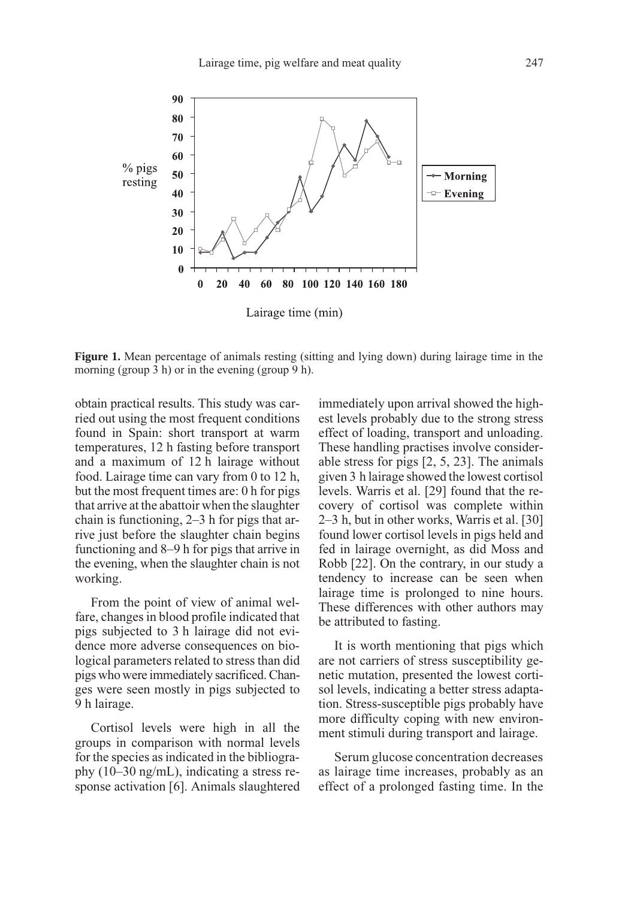90
80
70
60
50
40
30
20
10
0

% pigs resting

0 20 40 60 80 100 120 140 160 180

Lairage time (min)

Morning
Evening

**Figure 1.** Mean percentage of animals resting (sitting and lying down) during lairage time in the morning (group 3 h) or in the evening (group 9 h).

obtain practical results. This study was carried out using the most frequent conditions found in Spain: short transport at warm temperatures, 12 h fasting before transport and a maximum of 12 h lairage without food. Lairage time can vary from 0 to 12 h, but the most frequent times are: 0 h for pigs that arrive at the abattoir when the slaughter chain is functioning, 2–3 h for pigs that arrive just before the slaughter chain begins functioning and 8–9 h for pigs that arrive in the evening, when the slaughter chain is not working.

From the point of view of animal welfare, changes in blood profile indicated that pigs subjected to 3 h lairage did not evidence more adverse consequences on biological parameters related to stress than did pigs who were immediately sacrificed. Changes were seen mostly in pigs subjected to 9 h lairage.

Cortisol levels were high in all the groups in comparison with normal levels for the species as indicated in the bibliography (10–30 ng/mL), indicating a stress response activation [6]. Animals slaughtered immediately upon arrival showed the highest levels probably due to the strong stress effect of loading, transport and unloading. These handling practises involve considerable stress for pigs [2, 5, 23]. The animals given 3 h lairage showed the lowest cortisol levels. Warris et al. [29] found that the recovery of cortisol was complete within 2–3 h, but in other works, Warris et al. [30] found lower cortisol levels in pigs held and fed in lairage overnight, as did Moss and Robb [22]. On the contrary, in our study a tendency to increase can be seen when lairage time is prolonged to nine hours. These differences with other authors may be attributed to fasting.

It is worth mentioning that pigs which are not carriers of stress susceptibility genetic mutation, presented the lowest cortisol levels, indicating a better stress adaptation. Stress-susceptible pigs probably have more difficulty coping with new environment stimuli during transport and lairage.

Serum glucose concentration decreases as lairage time increases, probably as an effect of a prolonged fasting time. In the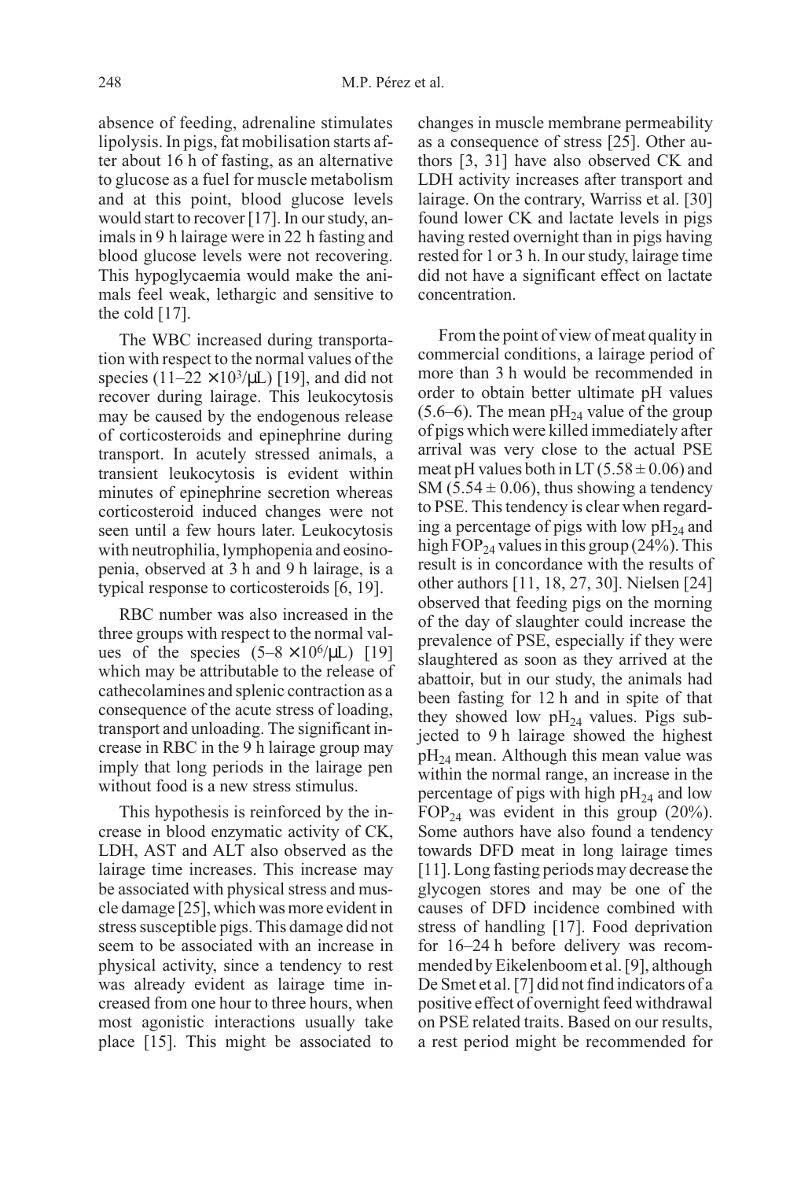absence of feeding, adrenaline stimulates lipolysis. In pigs, fat mobilisation starts after about 16 h of fasting, as an alternative to glucose as a fuel for muscle metabolism and at this point, blood glucose levels would start to recover [17]. In our study, animals in 9 h lairage were in 22 h fasting and blood glucose levels were not recovering. This hypoglycaemia would make the animals feel weak, lethargic and sensitive to the cold [17].

The WBC increased during transportation with respect to the normal values of the species ($11–22 \times 10^3/\mu L$) [19], and did not recover during lairage. This leukocytosis may be caused by the endogenous release of corticosteroids and epinephrine during transport. In acutely stressed animals, a transient leukocytosis is evident within minutes of epinephrine secretion whereas corticosteroid induced changes were not seen until a few hours later. Leukocytosis with neutrophilia, lymphopenia and eosinopenia, observed at 3 h and 9 h lairage, is a typical response to corticosteroids [6, 19].

RBC number was also increased in the three groups with respect to the normal values of the species ($5–8 \times 10^6/\mu L$) [19] which may be attributable to the release of cathecolamines and splenic contraction as a consequence of the acute stress of loading, transport and unloading. The significant increase in RBC in the 9 h lairage group may imply that long periods in the lairage pen without food is a new stress stimulus.

This hypothesis is reinforced by the increase in blood enzymatic activity of CK, LDH, AST and ALT also observed as the lairage time increases. This increase may be associated with physical stress and muscle damage [25], which was more evident in stress susceptible pigs. This damage did not seem to be associated with an increase in physical activity, since a tendency to rest was already evident as lairage time increased from one hour to three hours, when most agonistic interactions usually take place [15]. This might be associated to changes in muscle membrane permeability as a consequence of stress [25]. Other authors [3, 31] have also observed CK and LDH activity increases after transport and lairage. On the contrary, Warriss et al. [30] found lower CK and lactate levels in pigs having rested overnight than in pigs having rested for 1 or 3 h. In our study, lairage time did not have a significant effect on lactate concentration.

From the point of view of meat quality in commercial conditions, a lairage period of more than 3 h would be recommended in order to obtain better ultimate pH values (5.6–6). The mean $pH_{24}$ value of the group of pigs which were killed immediately after arrival was very close to the actual PSE meat pH values both in LT ($5.58 \pm 0.06$) and SM ($5.54 \pm 0.06$), thus showing a tendency to PSE. This tendency is clear when regarding a percentage of pigs with low $pH_{24}$ and high $FOP_{24}$ values in this group (24%). This result is in concordance with the results of other authors [11, 18, 27, 30]. Nielsen [24] observed that feeding pigs on the morning of the day of slaughter could increase the prevalence of PSE, especially if they were slaughtered as soon as they arrived at the abattoir, but in our study, the animals had been fasting for 12 h and in spite of that they showed low $pH_{24}$ values. Pigs subjected to 9 h lairage showed the highest $pH_{24}$ mean. Although this mean value was within the normal range, an increase in the percentage of pigs with high $pH_{24}$ and low $FOP_{24}$ was evident in this group (20%). Some authors have also found a tendency towards DFD meat in long lairage times [11]. Long fasting periods may decrease the glycogen stores and may be one of the causes of DFD incidence combined with stress of handling [17]. Food deprivation for 16–24 h before delivery was recommended by Eikelenboom et al. [9], although De Smet et al. [7] did not find indicators of a positive effect of overnight feed withdrawal on PSE related traits. Based on our results, a rest period might be recommended for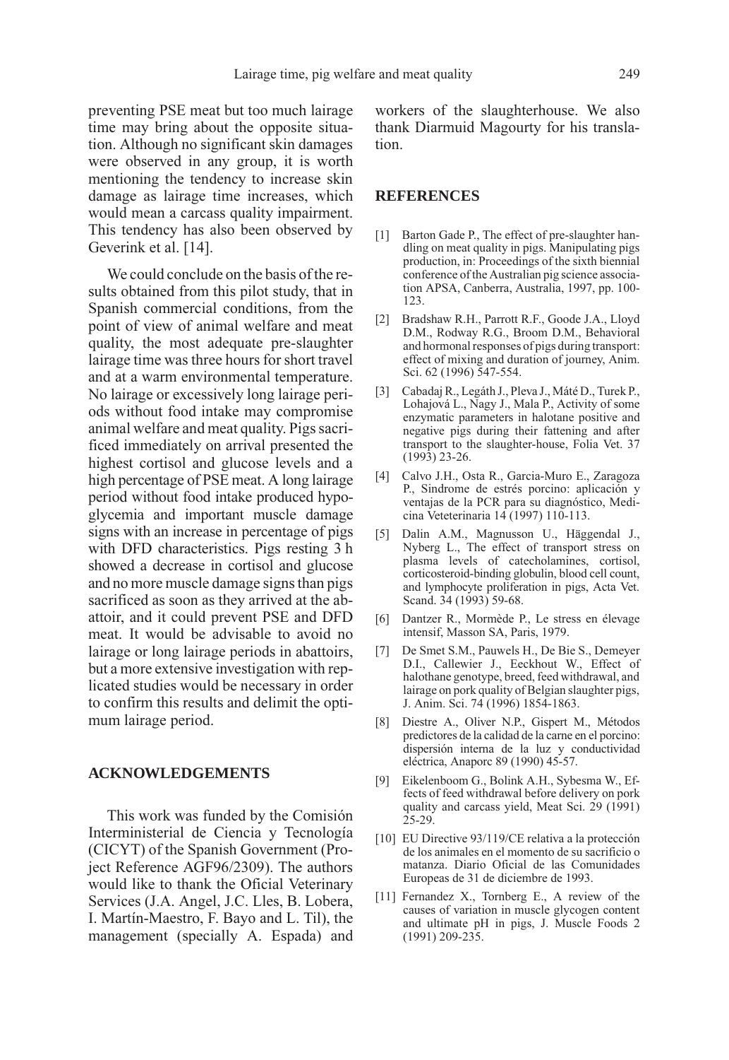preventing PSE meat but too much lairage time may bring about the opposite situation. Although no significant skin damages were observed in any group, it is worth mentioning the tendency to increase skin damage as lairage time increases, which would mean a carcass quality impairment. This tendency has also been observed by Geverink et al. [14].

We could conclude on the basis of the results obtained from this pilot study, that in Spanish commercial conditions, from the point of view of animal welfare and meat quality, the most adequate pre-slaughter lairage time was three hours for short travel and at a warm environmental temperature. No lairage or excessively long lairage periods without food intake may compromise animal welfare and meat quality. Pigs sacrificed immediately on arrival presented the highest cortisol and glucose levels and a high percentage of PSE meat. A long lairage period without food intake produced hypoglycemia and important muscle damage signs with an increase in percentage of pigs with DFD characteristics. Pigs resting 3 h showed a decrease in cortisol and glucose and no more muscle damage signs than pigs sacrificed as soon as they arrived at the abattoir, and it could prevent PSE and DFD meat. It would be advisable to avoid no lairage or long lairage periods in abattoirs, but a more extensive investigation with replicated studies would be necessary in order to confirm this results and delimit the optimum lairage period.

## ACKNOWLEDGEMENTS

This work was funded by the Comisión Interministerial de Ciencia y Tecnología (CICYT) of the Spanish Government (Project Reference AGF96/2309). The authors would like to thank the Oficial Veterinary Services (J.A. Angel, J.C. Lles, B. Lobera, I. Martín-Maestro, F. Bayo and L. Til), the management (specially A. Espada) and workers of the slaughterhouse. We also thank Diarmuid Magourty for his translation.

## REFERENCES

[1] Barton Gade P., The effect of pre-slaughter handling on meat quality in pigs. Manipulating pigs production, in: Proceedings of the sixth biennial conference of the Australian pig science association APSA, Canberra, Australia, 1997, pp. 100-123.

[2] Bradshaw R.H., Parrott R.F., Goode J.A., Lloyd D.M., Rodway R.G., Broom D.M., Behavioral and hormonal responses of pigs during transport: effect of mixing and duration of journey, Anim. Sci. 62 (1996) 547-554.

[3] Cabadaj R., Legáth J., Pleva J., Máté D., Turek P., Lohajová L., Nagy J., Mala P., Activity of some enzymatic parameters in halotane positive and negative pigs during their fattening and after transport to the slaughter-house, Folia Vet. 37 (1993) 23-26.

[4] Calvo J.H., Osta R., Garcia-Muro E., Zaragoza P., Sindrome de estrés porcino: aplicación y ventajas de la PCR para su diagnóstico, Medicina Veteterinaria 14 (1997) 110-113.

[5] Dalin A.M., Magnusson U., Häggendal J., Nyberg L., The effect of transport stress on plasma levels of catecholamines, cortisol, corticosteroid-binding globulin, blood cell count, and lymphocyte proliferation in pigs, Acta Vet. Scand. 34 (1993) 59-68.

[6] Dantzer R., Mormède P., Le stress en élevage intensif, Masson SA, Paris, 1979.

[7] De Smet S.M., Pauwels H., De Bie S., Demeyer D.I., Callewier J., Eeckhout W., Effect of halothane genotype, breed, feed withdrawal, and lairage on pork quality of Belgian slaughter pigs, J. Anim. Sci. 74 (1996) 1854-1863.

[8] Diestre A., Oliver N.P., Gispert M., Métodos predictores de la calidad de la carne en el porcino: dispersión interna de la luz y conductividad eléctrica, Anaporc 89 (1990) 45-57.

[9] Eikelenboom G., Bolink A.H., Sybesma W., Effects of feed withdrawal before delivery on pork quality and carcass yield, Meat Sci. 29 (1991) 25-29.

[10] EU Directive 93/119/CE relativa a la protección de los animales en el momento de su sacrificio o matanza. Diario Oficial de las Comunidades Europeas de 31 de diciembre de 1993.

[11] Fernandez X., Tornberg E., A review of the causes of variation in muscle glycogen content and ultimate pH in pigs, J. Muscle Foods 2 (1991) 209-235.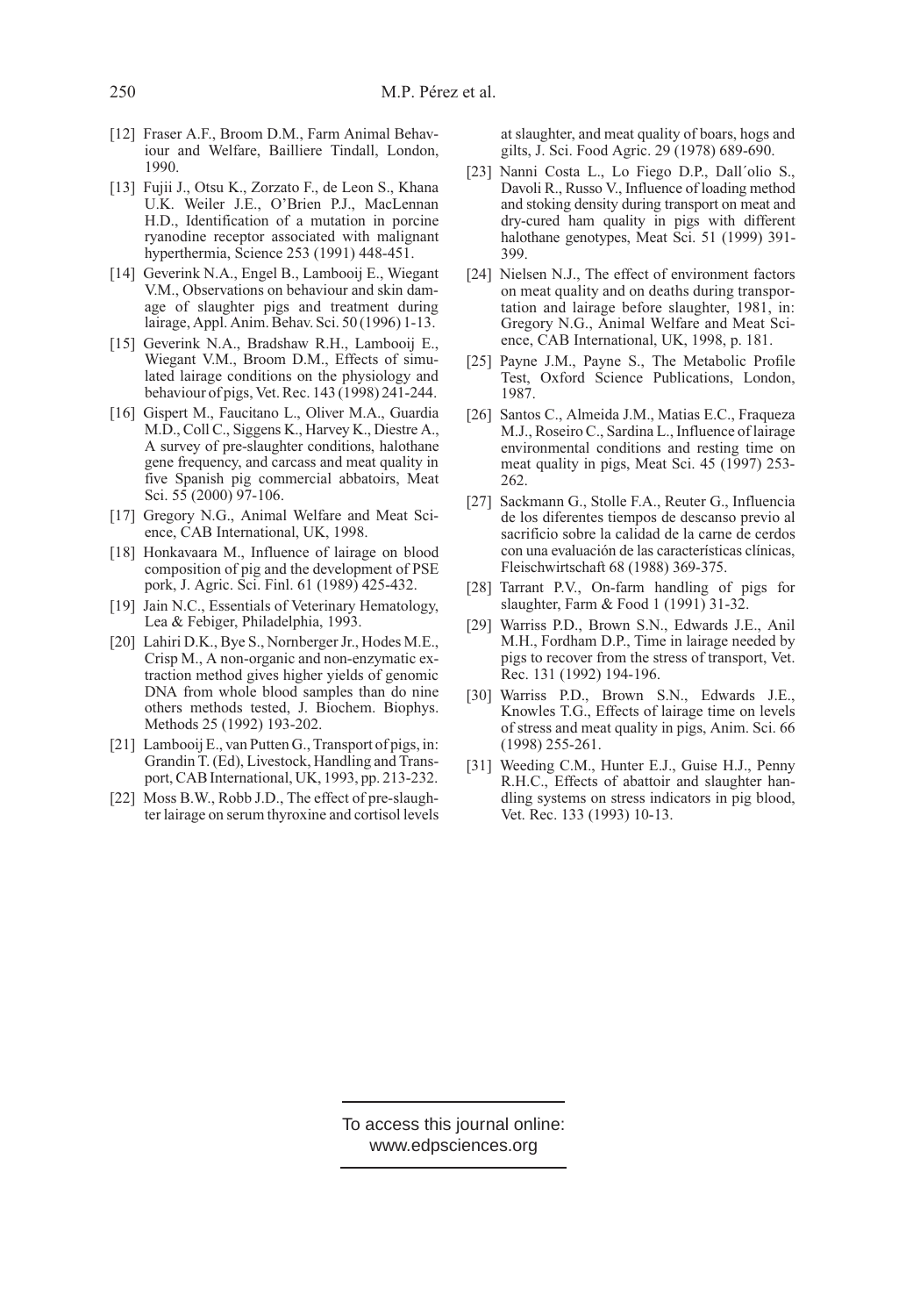[12] Fraser A.F., Broom D.M., Farm Animal Behaviour and Welfare, Bailliere Tindall, London, 1990.

[13] Fujii J., Otsu K., Zorzato F., de Leon S., Khana U.K. Weiler J.E., O'Brien P.J., MacLennan H.D., Identification of a mutation in porcine ryanodine receptor associated with malignant hyperthermia, Science 253 (1991) 448-451.

[14] Geverink N.A., Engel B., Lambooij E., Wiegant V.M., Observations on behaviour and skin damage of slaughter pigs and treatment during lairage, Appl. Anim. Behav. Sci. 50 (1996) 1-13.

[15] Geverink N.A., Bradshaw R.H., Lambooij E., Wiegant V.M., Broom D.M., Effects of simulated lairage conditions on the physiology and behaviour of pigs, Vet. Rec. 143 (1998) 241-244.

[16] Gispert M., Faucitano L., Oliver M.A., Guardia M.D., Coll C., Siggens K., Harvey K., Diestre A., A survey of pre-slaughter conditions, halothane gene frequency, and carcass and meat quality in five Spanish pig commercial abbatoirs, Meat Sci. 55 (2000) 97-106.

[17] Gregory N.G., Animal Welfare and Meat Science, CAB International, UK, 1998.

[18] Honkavaara M., Influence of lairage on blood composition of pig and the development of PSE pork, J. Agric. Sci. Finl. 61 (1989) 425-432.

[19] Jain N.C., Essentials of Veterinary Hematology, Lea & Febiger, Philadelphia, 1993.

[20] Lahiri D.K., Bye S., Nornberger Jr., Hodes M.E., Crisp M., A non-organic and non-enzymatic extraction method gives higher yields of genomic DNA from whole blood samples than do nine others methods tested, J. Biochem. Biophys. Methods 25 (1992) 193-202.

[21] Lambooij E., van Putten G., Transport of pigs, in: Grandin T. (Ed), Livestock, Handling and Transport, CAB International, UK, 1993, pp. 213-232.

[22] Moss B.W., Robb J.D., The effect of pre-slaughter lairage on serum thyroxine and cortisol levels at slaughter, and meat quality of boars, hogs and gilts, J. Sci. Food Agric. 29 (1978) 689-690.

[23] Nanni Costa L., Lo Fiego D.P., Dall´olio S., Davoli R., Russo V., Influence of loading method and stoking density during transport on meat and dry-cured ham quality in pigs with different halothane genotypes, Meat Sci. 51 (1999) 391-399.

[24] Nielsen N.J., The effect of environment factors on meat quality and on deaths during transportation and lairage before slaughter, 1981, in: Gregory N.G., Animal Welfare and Meat Science, CAB International, UK, 1998, p. 181.

[25] Payne J.M., Payne S., The Metabolic Profile Test, Oxford Science Publications, London, 1987.

[26] Santos C., Almeida J.M., Matias E.C., Fraqueza M.J., Roseiro C., Sardina L., Influence of lairage environmental conditions and resting time on meat quality in pigs, Meat Sci. 45 (1997) 253-262.

[27] Sackmann G., Stolle F.A., Reuter G., Influencia de los diferentes tiempos de descanso previo al sacrificio sobre la calidad de la carne de cerdos con una evaluación de las características clínicas, Fleischwirtschaft 68 (1988) 369-375.

[28] Tarrant P.V., On-farm handling of pigs for slaughter, Farm & Food 1 (1991) 31-32.

[29] Warriss P.D., Brown S.N., Edwards J.E., Anil M.H., Fordham D.P., Time in lairage needed by pigs to recover from the stress of transport, Vet. Rec. 131 (1992) 194-196.

[30] Warriss P.D., Brown S.N., Edwards J.E., Knowles T.G., Effects of lairage time on levels of stress and meat quality in pigs, Anim. Sci. 66 (1998) 255-261.

[31] Weeding C.M., Hunter E.J., Guise H.J., Penny R.H.C., Effects of abattoir and slaughter handling systems on stress indicators in pig blood, Vet. Rec. 133 (1993) 10-13.

To access this journal online:
www.edpsciences.org